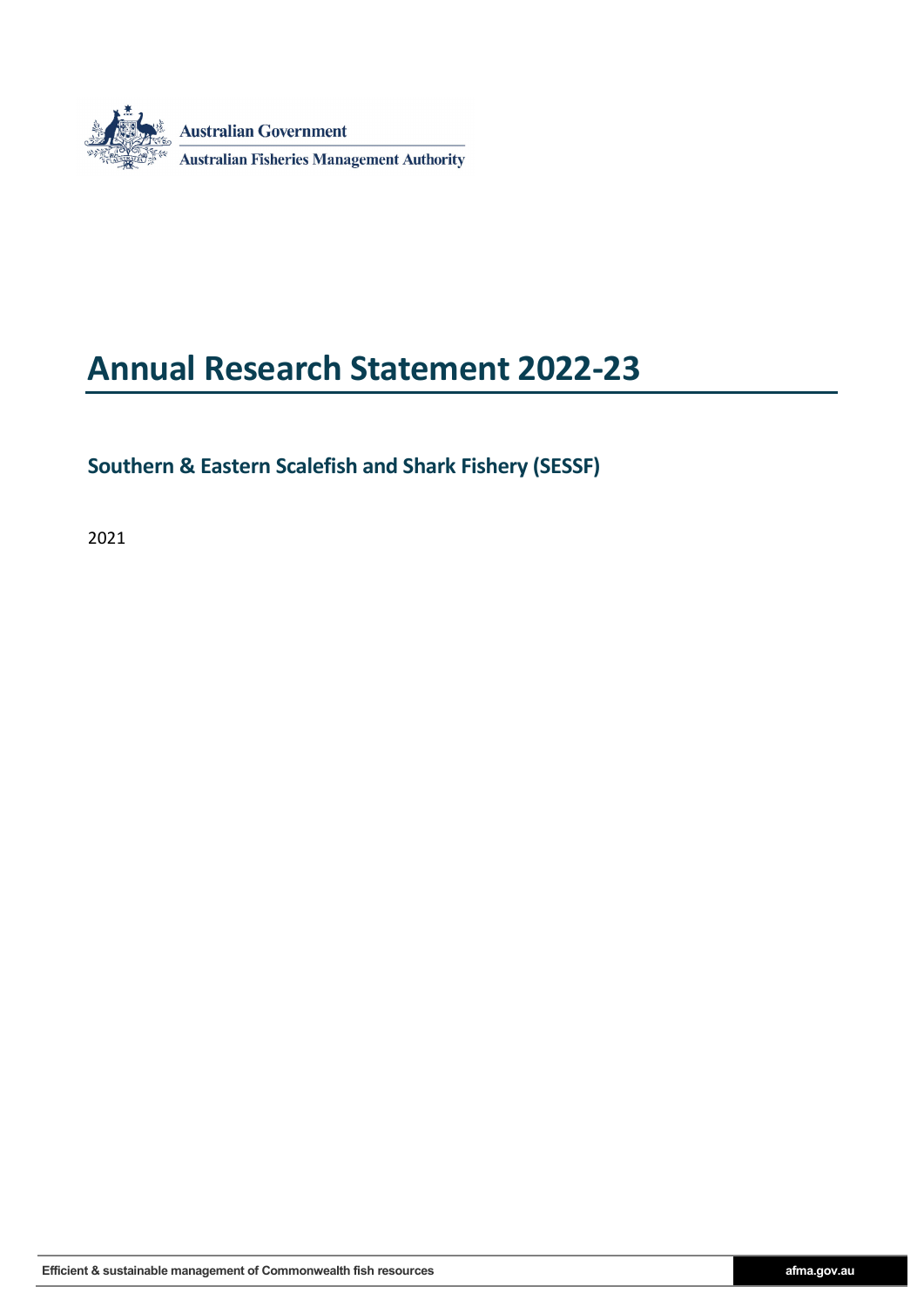Australian Government

Australian Fisheries Management Authority

# Annual Research Statement 2022-23

## Southern & Eastern Scalefish and Shark Fishery (SESSF)

2021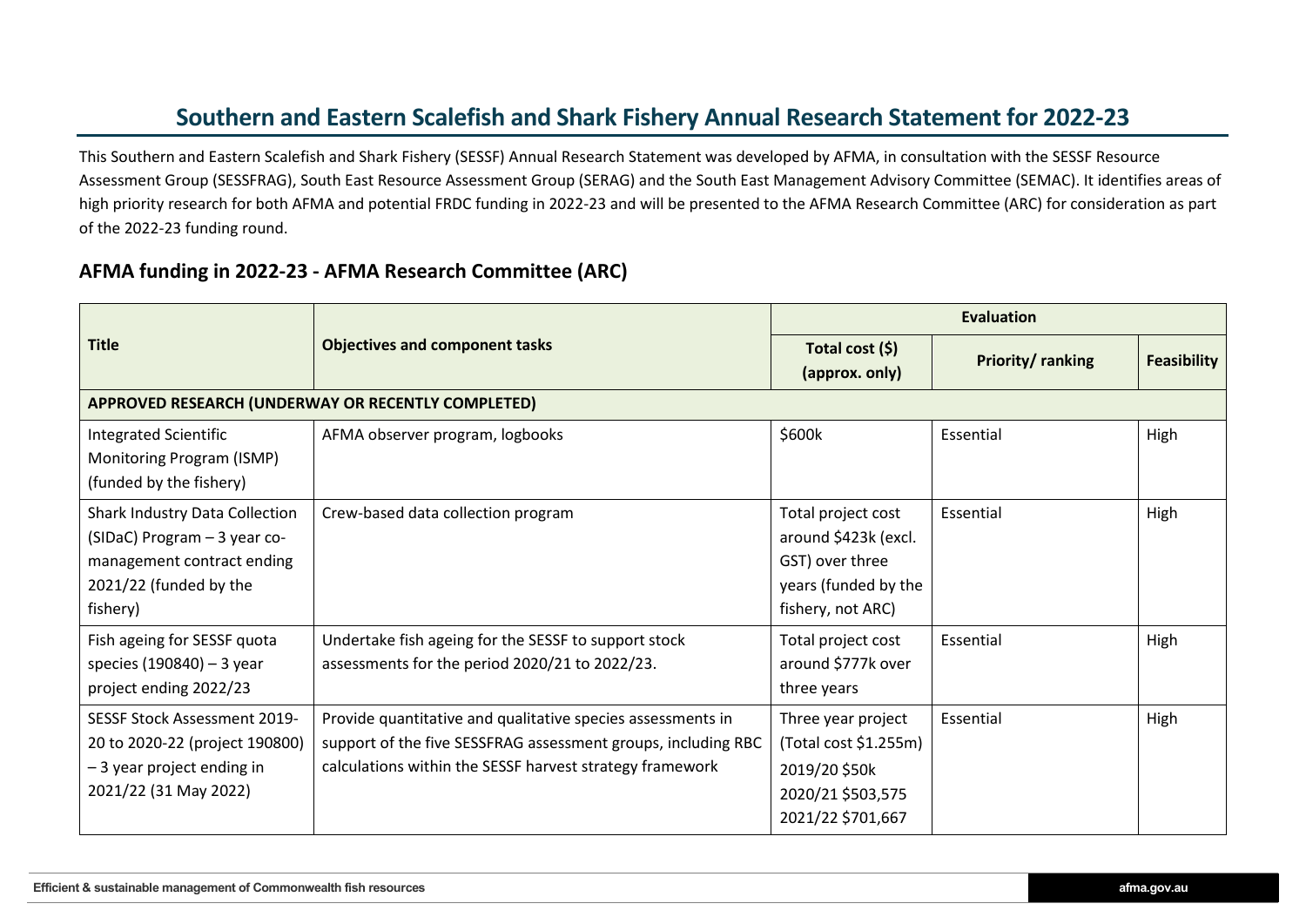# Southern and Eastern Scalefish and Shark Fishery Annual Research Statement for 2022-23

This Southern and Eastern Scalefish and Shark Fishery (SESSF) Annual Research Statement was developed by AFMA, in consultation with the SESSF Resource Assessment Group (SESSFRAG), South East Resource Assessment Group (SERAG) and the South East Management Advisory Committee (SEMAC). It identifies areas of high priority research for both AFMA and potential FRDC funding in 2022-23 and will be presented to the AFMA Research Committee (ARC) for consideration as part of the 2022-23 funding round.

## AFMA funding in 2022-23 - AFMA Research Committee (ARC)

| Title | Objectives and component tasks | Evaluation | | |
|---|---|---|---|---|
| | | Total cost ($) (approx. only) | Priority/ ranking | Feasibility |
| **APPROVED RESEARCH (UNDERWAY OR RECENTLY COMPLETED)** | | | | |
| Integrated Scientific Monitoring Program (ISMP) (funded by the fishery) | AFMA observer program, logbooks | $600k | Essential | High |
| Shark Industry Data Collection (SIDaC) Program – 3 year co-management contract ending 2021/22 (funded by the fishery) | Crew-based data collection program | Total project cost around $423k (excl. GST) over three years (funded by the fishery, not ARC) | Essential | High |
| Fish ageing for SESSF quota species (190840) – 3 year project ending 2022/23 | Undertake fish ageing for the SESSF to support stock assessments for the period 2020/21 to 2022/23. | Total project cost around $777k over three years | Essential | High |
| SESSF Stock Assessment 2019-20 to 2020-22 (project 190800) – 3 year project ending in 2021/22 (31 May 2022) | Provide quantitative and qualitative species assessments in support of the five SESSFRAG assessment groups, including RBC calculations within the SESSF harvest strategy framework | Three year project (Total cost $1.255m) 2019/20 $50k 2020/21 $503,575 2021/22 $701,667 | Essential | High |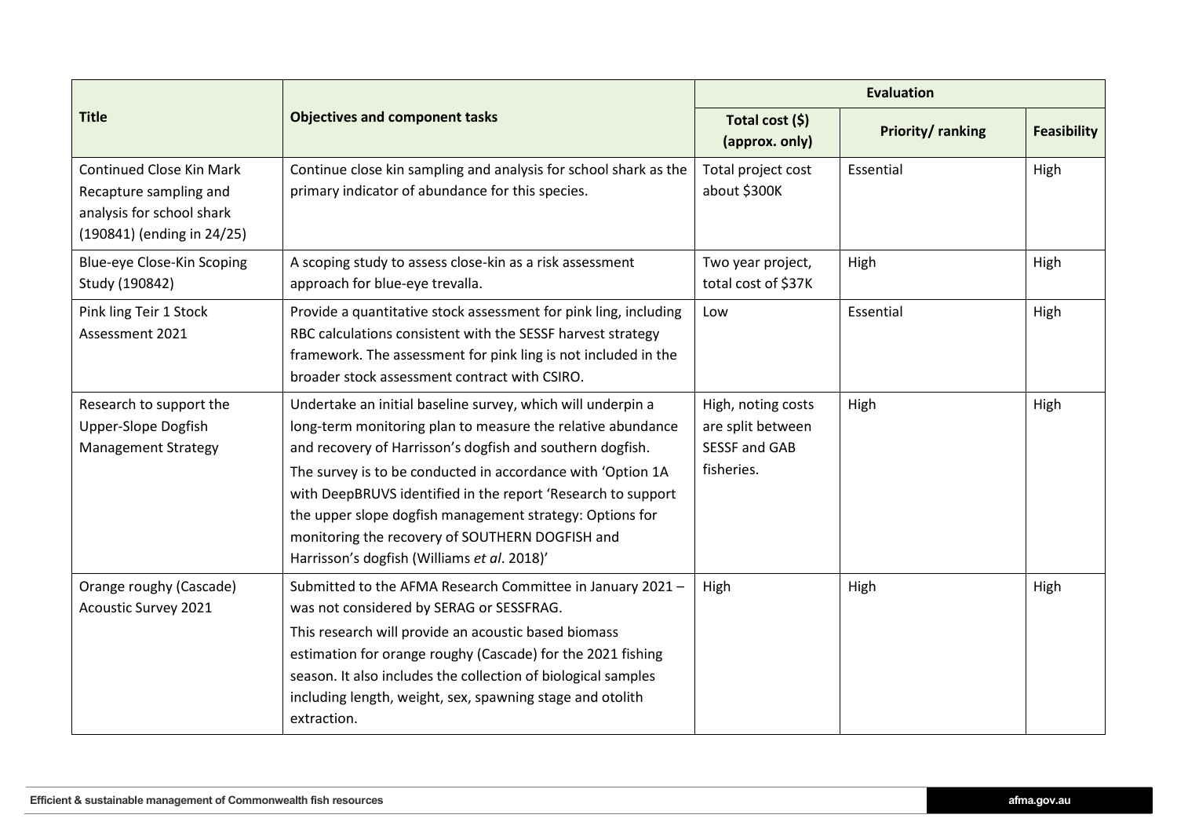| Title | Objectives and component tasks | Evaluation | | |
|---|---|---|---|---|
| | | Total cost ($) (approx. only) | Priority/ ranking | Feasibility |
| Continued Close Kin Mark Recapture sampling and analysis for school shark (190841) (ending in 24/25) | Continue close kin sampling and analysis for school shark as the primary indicator of abundance for this species. | Total project cost about $300K | Essential | High |
| Blue-eye Close-Kin Scoping Study (190842) | A scoping study to assess close-kin as a risk assessment approach for blue-eye trevalla. | Two year project, total cost of $37K | High | High |
| Pink ling Teir 1 Stock Assessment 2021 | Provide a quantitative stock assessment for pink ling, including RBC calculations consistent with the SESSF harvest strategy framework. The assessment for pink ling is not included in the broader stock assessment contract with CSIRO. | Low | Essential | High |
| Research to support the Upper-Slope Dogfish Management Strategy | Undertake an initial baseline survey, which will underpin a long-term monitoring plan to measure the relative abundance and recovery of Harrisson's dogfish and southern dogfish. The survey is to be conducted in accordance with 'Option 1A with DeepBRUVS identified in the report 'Research to support the upper slope dogfish management strategy: Options for monitoring the recovery of SOUTHERN DOGFISH and Harrisson's dogfish (Williams *et al*. 2018)' | High, noting costs are split between SESSF and GAB fisheries. | High | High |
| Orange roughy (Cascade) Acoustic Survey 2021 | Submitted to the AFMA Research Committee in January 2021 – was not considered by SERAG or SESSFRAG. This research will provide an acoustic based biomass estimation for orange roughy (Cascade) for the 2021 fishing season. It also includes the collection of biological samples including length, weight, sex, spawning stage and otolith extraction. | High | High | High |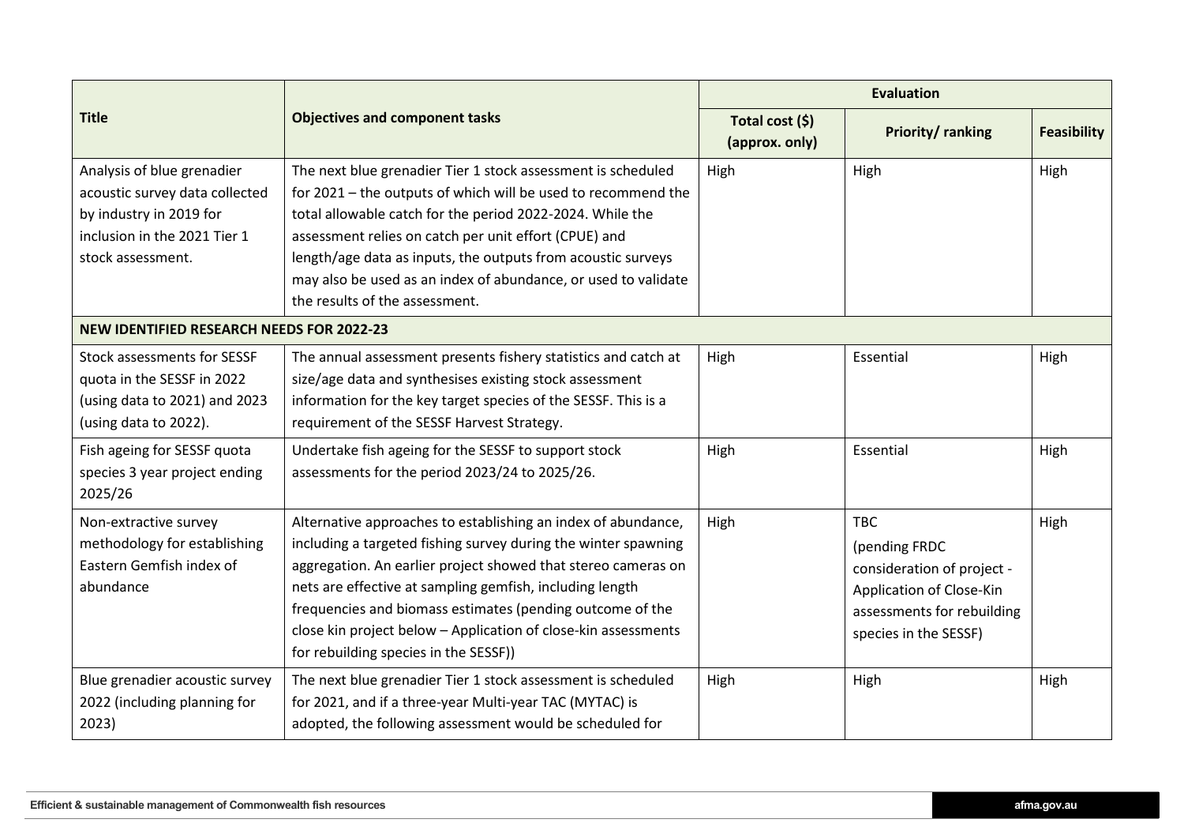| Title | Objectives and component tasks | Evaluation | | |
|---|---|---|---|---|
| | | Total cost ($) (approx. only) | Priority/ ranking | Feasibility |
| Analysis of blue grenadier acoustic survey data collected by industry in 2019 for inclusion in the 2021 Tier 1 stock assessment. | The next blue grenadier Tier 1 stock assessment is scheduled for 2021 – the outputs of which will be used to recommend the total allowable catch for the period 2022-2024. While the assessment relies on catch per unit effort (CPUE) and length/age data as inputs, the outputs from acoustic surveys may also be used as an index of abundance, or used to validate the results of the assessment. | High | High | High |
| **NEW IDENTIFIED RESEARCH NEEDS FOR 2022-23** | | | | |
| Stock assessments for SESSF quota in the SESSF in 2022 (using data to 2021) and 2023 (using data to 2022). | The annual assessment presents fishery statistics and catch at size/age data and synthesises existing stock assessment information for the key target species of the SESSF. This is a requirement of the SESSF Harvest Strategy. | High | Essential | High |
| Fish ageing for SESSF quota species 3 year project ending 2025/26 | Undertake fish ageing for the SESSF to support stock assessments for the period 2023/24 to 2025/26. | High | Essential | High |
| Non-extractive survey methodology for establishing Eastern Gemfish index of abundance | Alternative approaches to establishing an index of abundance, including a targeted fishing survey during the winter spawning aggregation. An earlier project showed that stereo cameras on nets are effective at sampling gemfish, including length frequencies and biomass estimates (pending outcome of the close kin project below – Application of close-kin assessments for rebuilding species in the SESSF)) | High | TBC (pending FRDC consideration of project - Application of Close-Kin assessments for rebuilding species in the SESSF) | High |
| Blue grenadier acoustic survey 2022 (including planning for 2023) | The next blue grenadier Tier 1 stock assessment is scheduled for 2021, and if a three-year Multi-year TAC (MYTAC) is adopted, the following assessment would be scheduled for | High | High | High |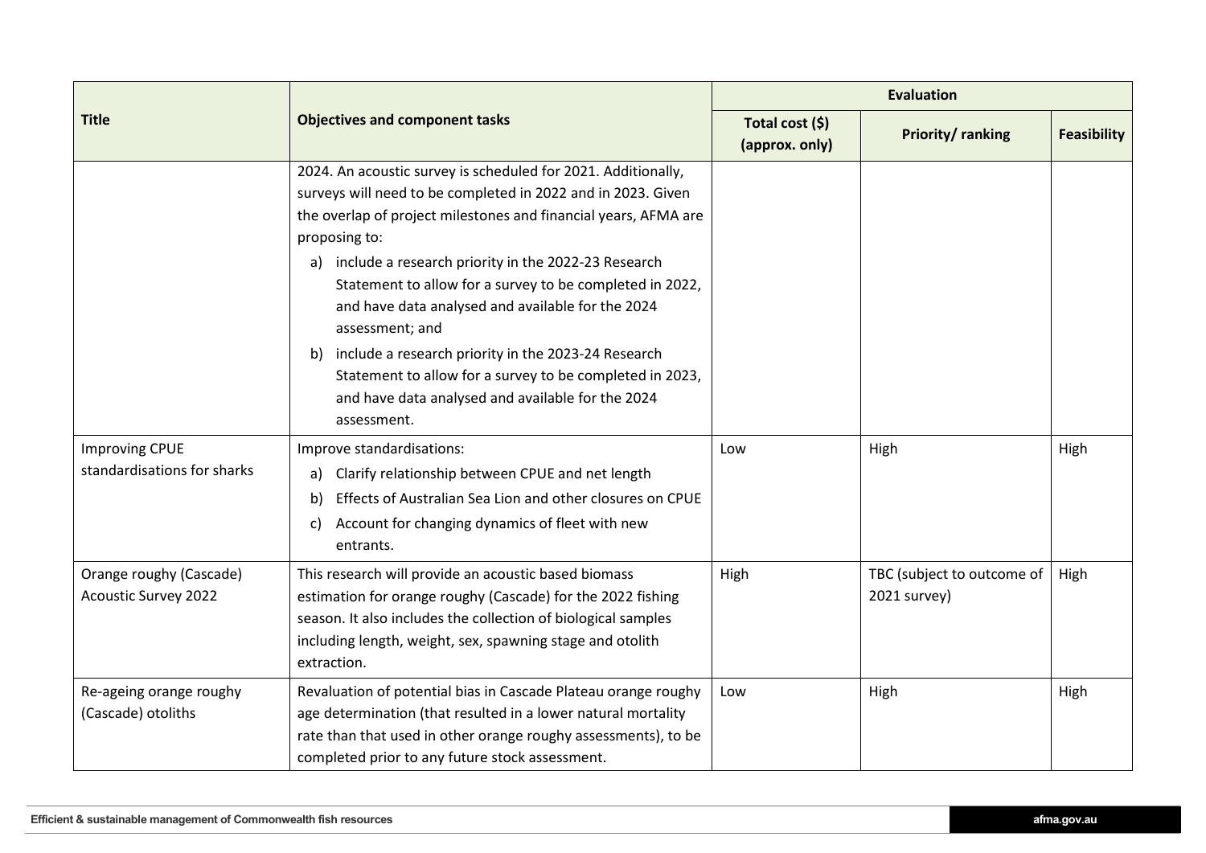| Title | Objectives and component tasks | Evaluation | | |
|---|---|---|---|---|
| | | Total cost ($) (approx. only) | Priority/ ranking | Feasibility |
| | 2024. An acoustic survey is scheduled for 2021. Additionally, surveys will need to be completed in 2022 and in 2023. Given the overlap of project milestones and financial years, AFMA are proposing to: a) include a research priority in the 2022-23 Research Statement to allow for a survey to be completed in 2022, and have data analysed and available for the 2024 assessment; and b) include a research priority in the 2023-24 Research Statement to allow for a survey to be completed in 2023, and have data analysed and available for the 2024 assessment. | | | |
| Improving CPUE standardisations for sharks | Improve standardisations: a) Clarify relationship between CPUE and net length b) Effects of Australian Sea Lion and other closures on CPUE c) Account for changing dynamics of fleet with new entrants. | Low | High | High |
| Orange roughy (Cascade) Acoustic Survey 2022 | This research will provide an acoustic based biomass estimation for orange roughy (Cascade) for the 2022 fishing season. It also includes the collection of biological samples including length, weight, sex, spawning stage and otolith extraction. | High | TBC (subject to outcome of 2021 survey) | High |
| Re-ageing orange roughy (Cascade) otoliths | Revaluation of potential bias in Cascade Plateau orange roughy age determination (that resulted in a lower natural mortality rate than that used in other orange roughy assessments), to be completed prior to any future stock assessment. | Low | High | High |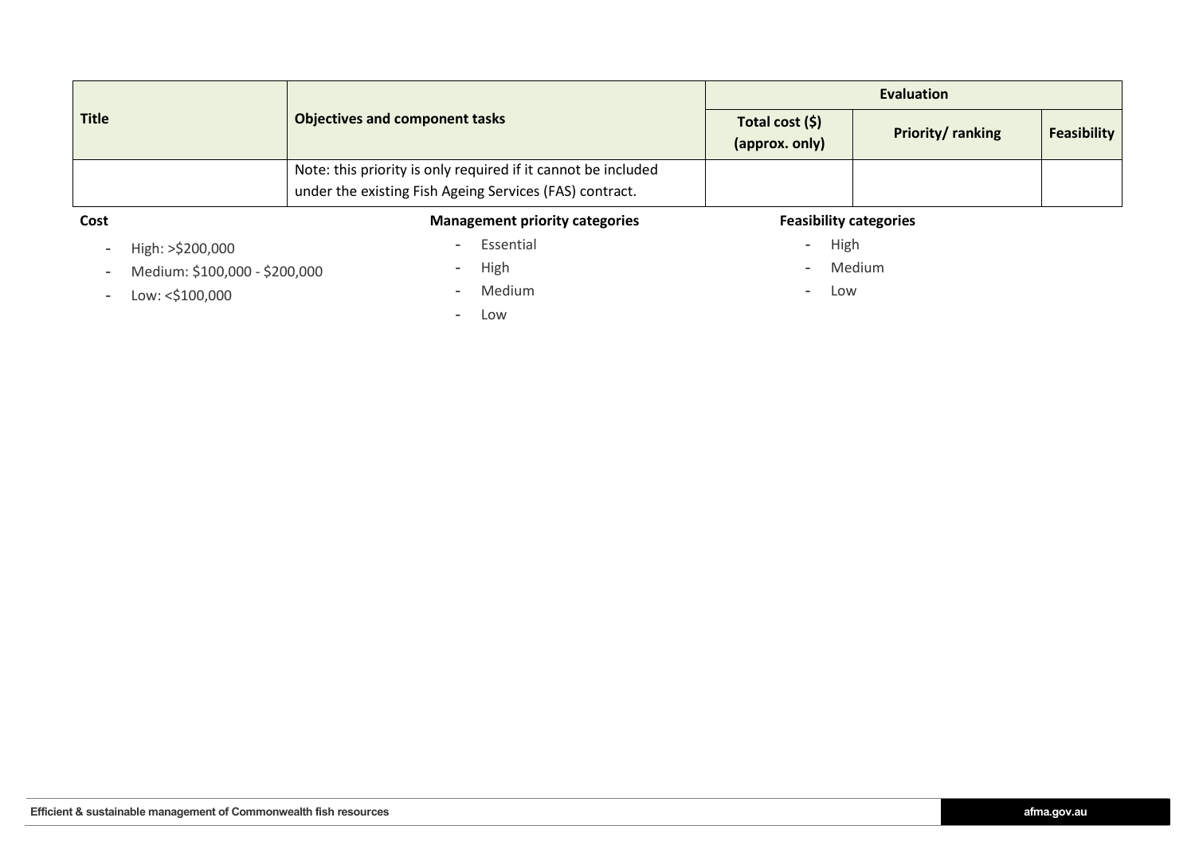| Title | Objectives and component tasks | Evaluation | | |
|---|---|---|---|---|
| | | Total cost ($) (approx. only) | Priority/ ranking | Feasibility |
| | Note: this priority is only required if it cannot be included under the existing Fish Ageing Services (FAS) contract. | | | |

**Cost**

- High: >$200,000
- Medium: $100,000 - $200,000
- Low: <$100,000

**Management priority categories**

- Essential
- High
- Medium
- Low

**Feasibility categories**

- High
- Medium
- Low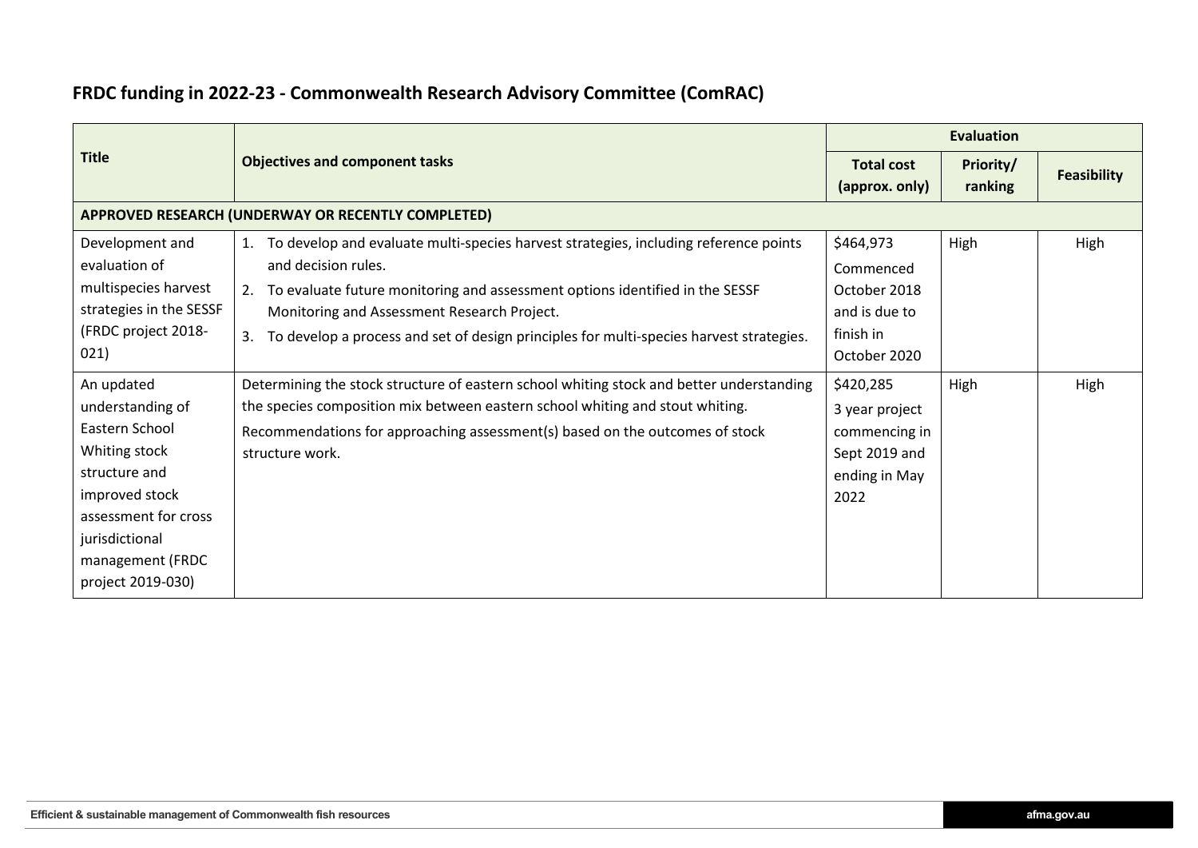## FRDC funding in 2022-23 - Commonwealth Research Advisory Committee (ComRAC)

| Title | Objectives and component tasks | Evaluation | | |
|---|---|---|---|---|
| | | Total cost (approx. only) | Priority/ ranking | Feasibility |
| **APPROVED RESEARCH (UNDERWAY OR RECENTLY COMPLETED)** | | | | |
| Development and evaluation of multispecies harvest strategies in the SESSF (FRDC project 2018-021) | 1. To develop and evaluate multi-species harvest strategies, including reference points and decision rules.<br>2. To evaluate future monitoring and assessment options identified in the SESSF Monitoring and Assessment Research Project.<br>3. To develop a process and set of design principles for multi-species harvest strategies. | $464,973<br>Commenced October 2018 and is due to finish in October 2020 | High | High |
| An updated understanding of Eastern School Whiting stock structure and improved stock assessment for cross jurisdictional management (FRDC project 2019-030) | Determining the stock structure of eastern school whiting stock and better understanding the species composition mix between eastern school whiting and stout whiting.<br>Recommendations for approaching assessment(s) based on the outcomes of stock structure work. | $420,285<br>3 year project commencing in Sept 2019 and ending in May 2022 | High | High |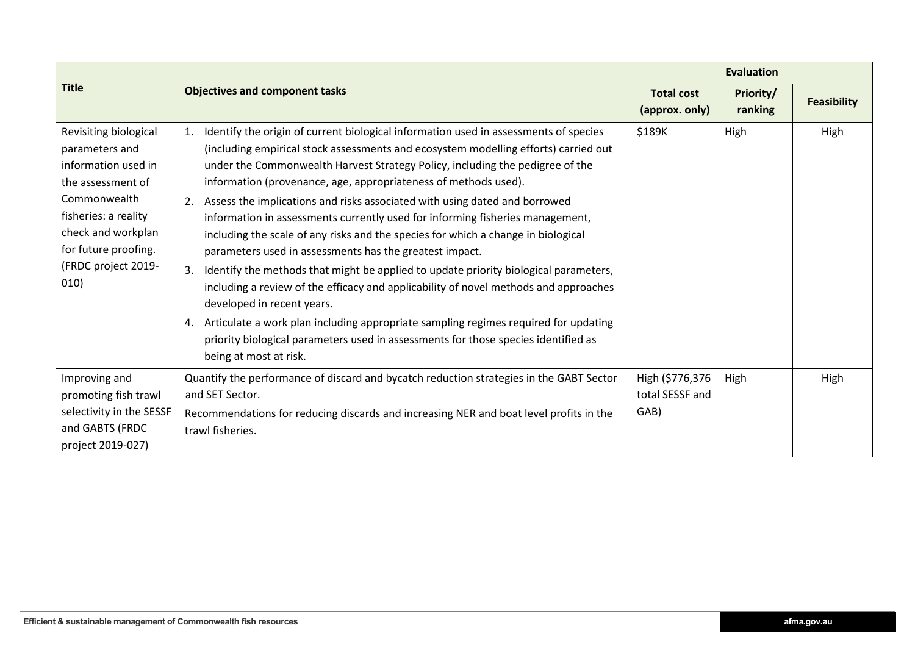| Title | Objectives and component tasks | Evaluation | | |
|---|---|---|---|---|
| | | Total cost (approx. only) | Priority/ ranking | Feasibility |
| Revisiting biological parameters and information used in the assessment of Commonwealth fisheries: a reality check and workplan for future proofing. (FRDC project 2019-010) | 1. Identify the origin of current biological information used in assessments of species (including empirical stock assessments and ecosystem modelling efforts) carried out under the Commonwealth Harvest Strategy Policy, including the pedigree of the information (provenance, age, appropriateness of methods used).<br>2. Assess the implications and risks associated with using dated and borrowed information in assessments currently used for informing fisheries management, including the scale of any risks and the species for which a change in biological parameters used in assessments has the greatest impact.<br>3. Identify the methods that might be applied to update priority biological parameters, including a review of the efficacy and applicability of novel methods and approaches developed in recent years.<br>4. Articulate a work plan including appropriate sampling regimes required for updating priority biological parameters used in assessments for those species identified as being at most at risk. | $189K | High | High |
| Improving and promoting fish trawl selectivity in the SESSF and GABTS (FRDC project 2019-027) | Quantify the performance of discard and bycatch reduction strategies in the GABT Sector and SET Sector.<br>Recommendations for reducing discards and increasing NER and boat level profits in the trawl fisheries. | High ($776,376 total SESSF and GAB) | High | High |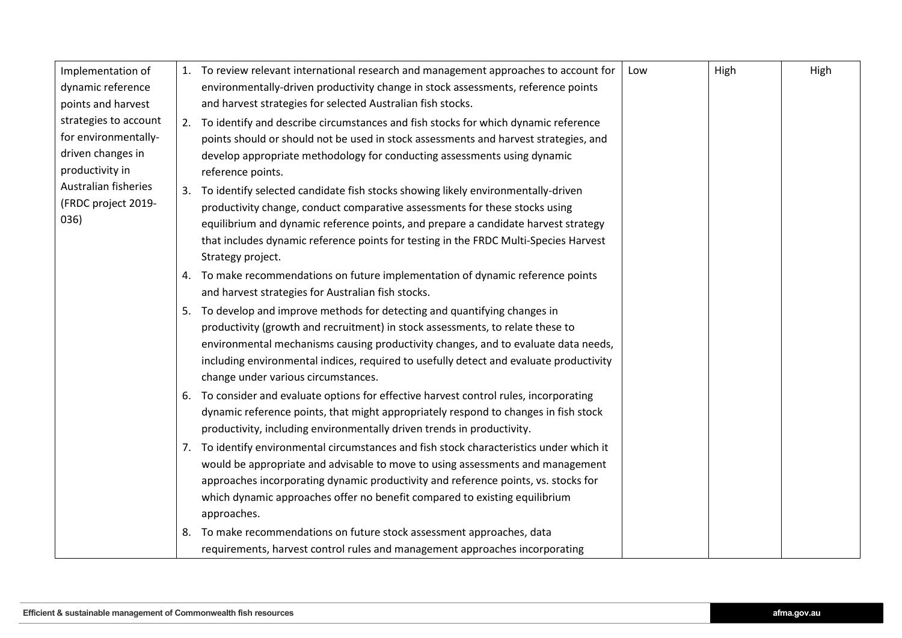| | | | | |
|---|---|---|---|---|
| Implementation of dynamic reference points and harvest strategies to account for environmentally-driven changes in productivity in Australian fisheries (FRDC project 2019-036) | 1. To review relevant international research and management approaches to account for environmentally-driven productivity change in stock assessments, reference points and harvest strategies for selected Australian fish stocks.<br>2. To identify and describe circumstances and fish stocks for which dynamic reference points should or should not be used in stock assessments and harvest strategies, and develop appropriate methodology for conducting assessments using dynamic reference points.<br>3. To identify selected candidate fish stocks showing likely environmentally-driven productivity change, conduct comparative assessments for these stocks using equilibrium and dynamic reference points, and prepare a candidate harvest strategy that includes dynamic reference points for testing in the FRDC Multi-Species Harvest Strategy project.<br>4. To make recommendations on future implementation of dynamic reference points and harvest strategies for Australian fish stocks.<br>5. To develop and improve methods for detecting and quantifying changes in productivity (growth and recruitment) in stock assessments, to relate these to environmental mechanisms causing productivity changes, and to evaluate data needs, including environmental indices, required to usefully detect and evaluate productivity change under various circumstances.<br>6. To consider and evaluate options for effective harvest control rules, incorporating dynamic reference points, that might appropriately respond to changes in fish stock productivity, including environmentally driven trends in productivity.<br>7. To identify environmental circumstances and fish stock characteristics under which it would be appropriate and advisable to move to using assessments and management approaches incorporating dynamic productivity and reference points, vs. stocks for which dynamic approaches offer no benefit compared to existing equilibrium approaches.<br>8. To make recommendations on future stock assessment approaches, data requirements, harvest control rules and management approaches incorporating | Low | High | High |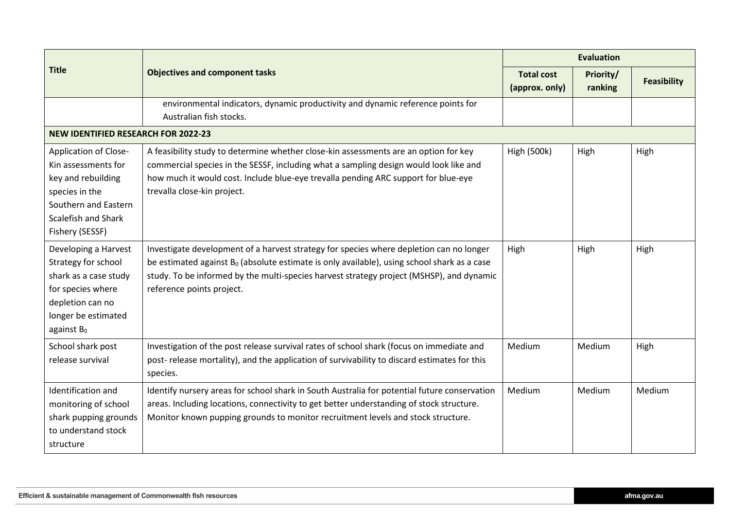| Title | Objectives and component tasks | Evaluation | | |
|---|---|---|---|---|
| | | Total cost (approx. only) | Priority/ ranking | Feasibility |
| | environmental indicators, dynamic productivity and dynamic reference points for Australian fish stocks. | | | |
| **NEW IDENTIFIED RESEARCH FOR 2022-23** | | | | |
| Application of Close-Kin assessments for key and rebuilding species in the Southern and Eastern Scalefish and Shark Fishery (SESSF) | A feasibility study to determine whether close-kin assessments are an option for key commercial species in the SESSF, including what a sampling design would look like and how much it would cost. Include blue-eye trevalla pending ARC support for blue-eye trevalla close-kin project. | High (500k) | High | High |
| Developing a Harvest Strategy for school shark as a case study for species where depletion can no longer be estimated against $B_0$ | Investigate development of a harvest strategy for species where depletion can no longer be estimated against $B_0$ (absolute estimate is only available), using school shark as a case study. To be informed by the multi-species harvest strategy project (MSHSP), and dynamic reference points project. | High | High | High |
| School shark post release survival | Investigation of the post release survival rates of school shark (focus on immediate and post- release mortality), and the application of survivability to discard estimates for this species. | Medium | Medium | High |
| Identification and monitoring of school shark pupping grounds to understand stock structure | Identify nursery areas for school shark in South Australia for potential future conservation areas. Including locations, connectivity to get better understanding of stock structure. Monitor known pupping grounds to monitor recruitment levels and stock structure. | Medium | Medium | Medium |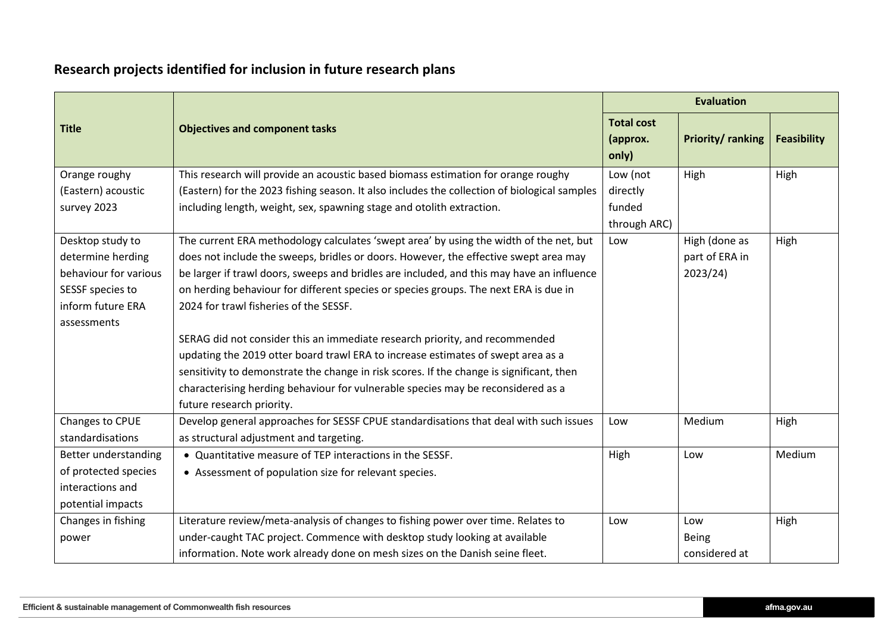## Research projects identified for inclusion in future research plans

| Title | Objectives and component tasks | Evaluation | | |
|---|---|---|---|---|
| | | Total cost (approx. only) | Priority/ ranking | Feasibility |
| Orange roughy (Eastern) acoustic survey 2023 | This research will provide an acoustic based biomass estimation for orange roughy (Eastern) for the 2023 fishing season. It also includes the collection of biological samples including length, weight, sex, spawning stage and otolith extraction. | Low (not directly funded through ARC) | High | High |
| Desktop study to determine herding behaviour for various SESSF species to inform future ERA assessments | The current ERA methodology calculates 'swept area' by using the width of the net, but does not include the sweeps, bridles or doors. However, the effective swept area may be larger if trawl doors, sweeps and bridles are included, and this may have an influence on herding behaviour for different species or species groups. The next ERA is due in 2024 for trawl fisheries of the SESSF.<br><br>SERAG did not consider this an immediate research priority, and recommended updating the 2019 otter board trawl ERA to increase estimates of swept area as a sensitivity to demonstrate the change in risk scores. If the change is significant, then characterising herding behaviour for vulnerable species may be reconsidered as a future research priority. | Low | High (done as part of ERA in 2023/24) | High |
| Changes to CPUE standardisations | Develop general approaches for SESSF CPUE standardisations that deal with such issues as structural adjustment and targeting. | Low | Medium | High |
| Better understanding of protected species interactions and potential impacts | • Quantitative measure of TEP interactions in the SESSF.<br>• Assessment of population size for relevant species. | High | Low | Medium |
| Changes in fishing power | Literature review/meta-analysis of changes to fishing power over time. Relates to under-caught TAC project. Commence with desktop study looking at available information. Note work already done on mesh sizes on the Danish seine fleet. | Low | Low<br>Being considered at | High |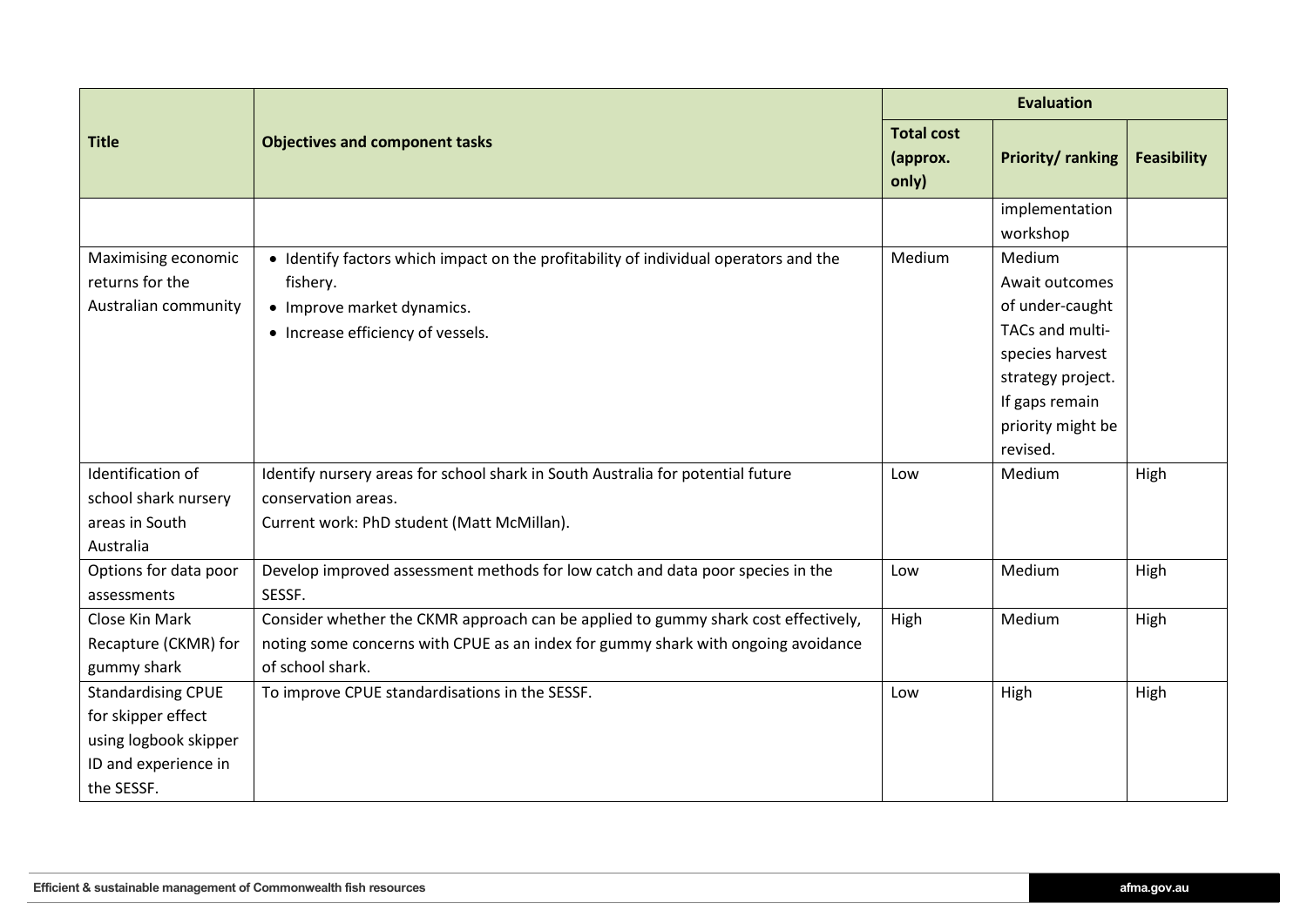| Title | Objectives and component tasks | Evaluation | | |
|---|---|---|---|---|
| | | Total cost (approx. only) | Priority/ ranking | Feasibility |
| | | | implementation workshop | |
| Maximising economic returns for the Australian community | • Identify factors which impact on the profitability of individual operators and the fishery.<br>• Improve market dynamics.<br>• Increase efficiency of vessels. | Medium | Medium<br>Await outcomes of under-caught TACs and multi-species harvest strategy project. If gaps remain priority might be revised. | |
| Identification of school shark nursery areas in South Australia | Identify nursery areas for school shark in South Australia for potential future conservation areas.<br>Current work: PhD student (Matt McMillan). | Low | Medium | High |
| Options for data poor assessments | Develop improved assessment methods for low catch and data poor species in the SESSF. | Low | Medium | High |
| Close Kin Mark Recapture (CKMR) for gummy shark | Consider whether the CKMR approach can be applied to gummy shark cost effectively, noting some concerns with CPUE as an index for gummy shark with ongoing avoidance of school shark. | High | Medium | High |
| Standardising CPUE for skipper effect using logbook skipper ID and experience in the SESSF. | To improve CPUE standardisations in the SESSF. | Low | High | High |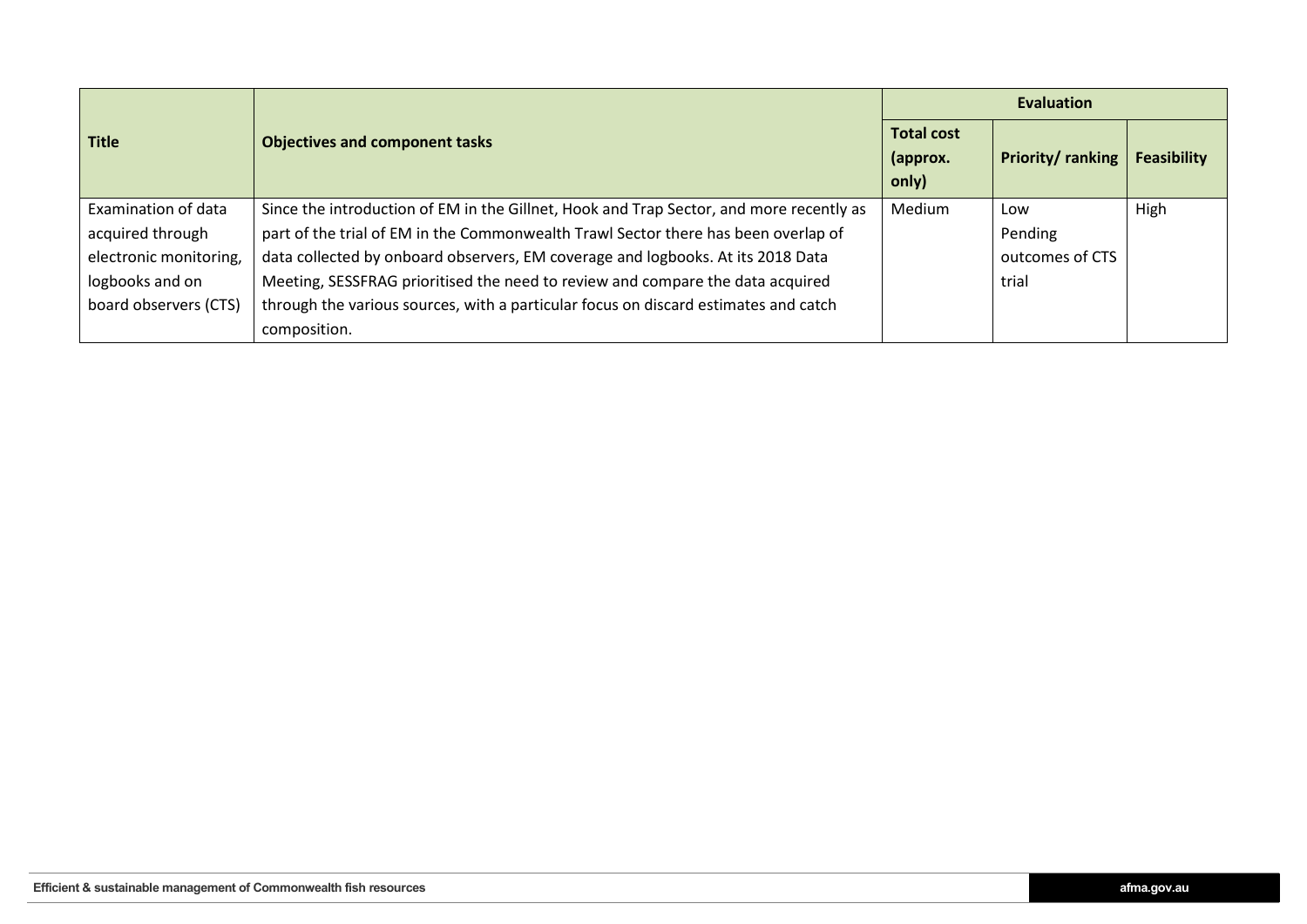| Title | Objectives and component tasks | Evaluation | | |
|---|---|---|---|---|
| | | Total cost (approx. only) | Priority/ ranking | Feasibility |
| Examination of data acquired through electronic monitoring, logbooks and on board observers (CTS) | Since the introduction of EM in the Gillnet, Hook and Trap Sector, and more recently as part of the trial of EM in the Commonwealth Trawl Sector there has been overlap of data collected by onboard observers, EM coverage and logbooks. At its 2018 Data Meeting, SESSFRAG prioritised the need to review and compare the data acquired through the various sources, with a particular focus on discard estimates and catch composition. | Medium | Low Pending outcomes of CTS trial | High |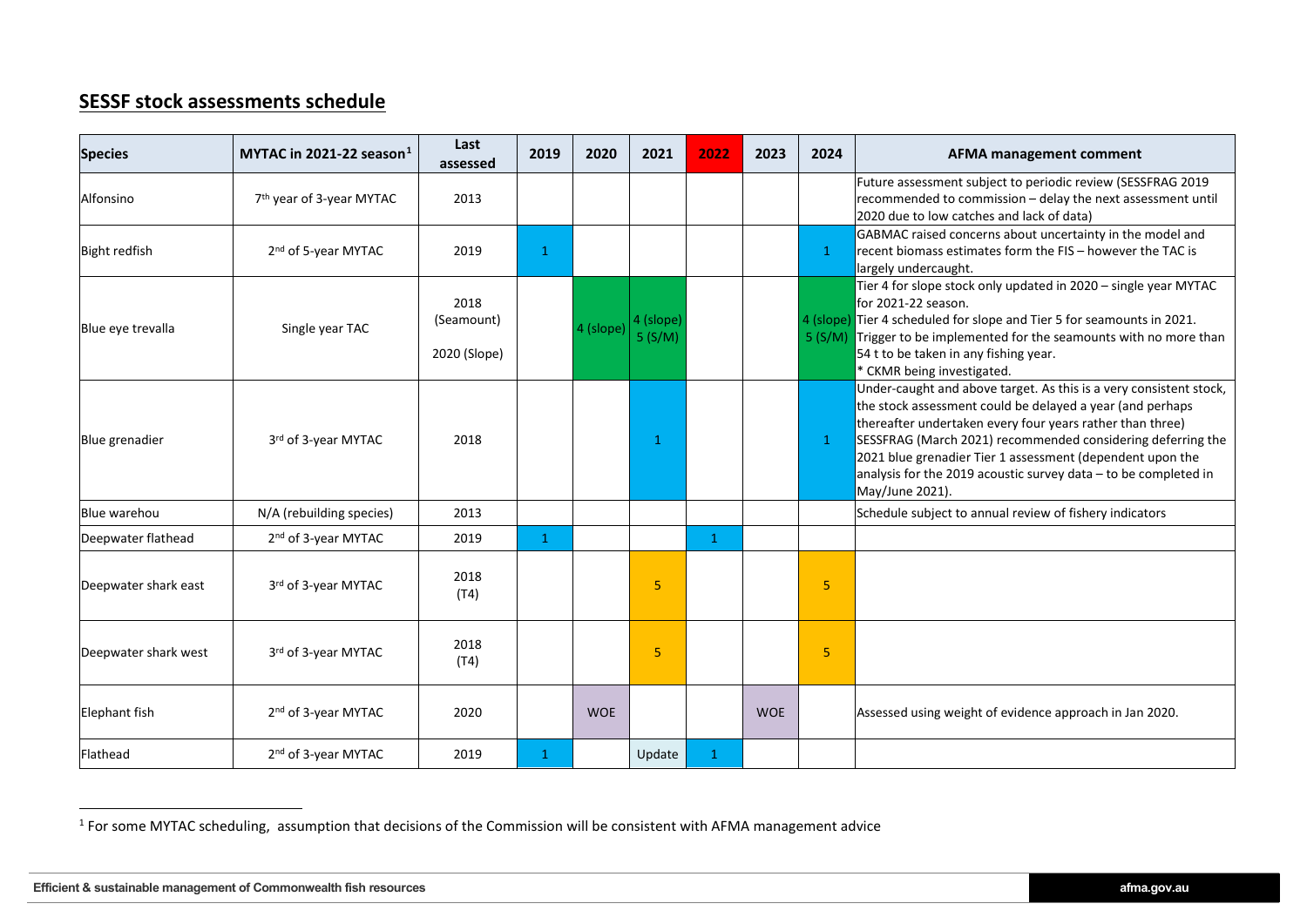## SESSF stock assessments schedule

| Species | MYTAC in 2021-22 season[1] | Last assessed | 2019 | 2020 | 2021 | 2022 | 2023 | 2024 | AFMA management comment |
|---|---|---|---|---|---|---|---|---|---|
| Alfonsino | 7th year of 3-year MYTAC | 2013 | | | | | | | Future assessment subject to periodic review (SESSFRAG 2019 recommended to commission – delay the next assessment until 2020 due to low catches and lack of data) |
| Bight redfish | 2nd of 5-year MYTAC | 2019 | 1 | | | | | 1 | GABMAC raised concerns about uncertainty in the model and recent biomass estimates form the FIS – however the TAC is largely undercaught. |
| Blue eye trevalla | Single year TAC | 2018 (Seamount) 2020 (Slope) | | 4 (slope) | 4 (slope) 5 (S/M) | | | 4 (slope) 5 (S/M) | Tier 4 for slope stock only updated in 2020 – single year MYTAC for 2021-22 season. Tier 4 scheduled for slope and Tier 5 for seamounts in 2021. Trigger to be implemented for the seamounts with no more than 54 t to be taken in any fishing year. * CKMR being investigated. |
| Blue grenadier | 3rd of 3-year MYTAC | 2018 | | | 1 | | | 1 | Under-caught and above target. As this is a very consistent stock, the stock assessment could be delayed a year (and perhaps thereafter undertaken every four years rather than three) SESSFRAG (March 2021) recommended considering deferring the 2021 blue grenadier Tier 1 assessment (dependent upon the analysis for the 2019 acoustic survey data – to be completed in May/June 2021). |
| Blue warehou | N/A (rebuilding species) | 2013 | | | | | | | Schedule subject to annual review of fishery indicators |
| Deepwater flathead | 2nd of 3-year MYTAC | 2019 | 1 | | | 1 | | | |
| Deepwater shark east | 3rd of 3-year MYTAC | 2018 (T4) | | | 5 | | | 5 | |
| Deepwater shark west | 3rd of 3-year MYTAC | 2018 (T4) | | | 5 | | | 5 | |
| Elephant fish | 2nd of 3-year MYTAC | 2020 | | WOE | | | WOE | | Assessed using weight of evidence approach in Jan 2020. |
| Flathead | 2nd of 3-year MYTAC | 2019 | 1 | | Update | 1 | | | |

[1] For some MYTAC scheduling, assumption that decisions of the Commission will be consistent with AFMA management advice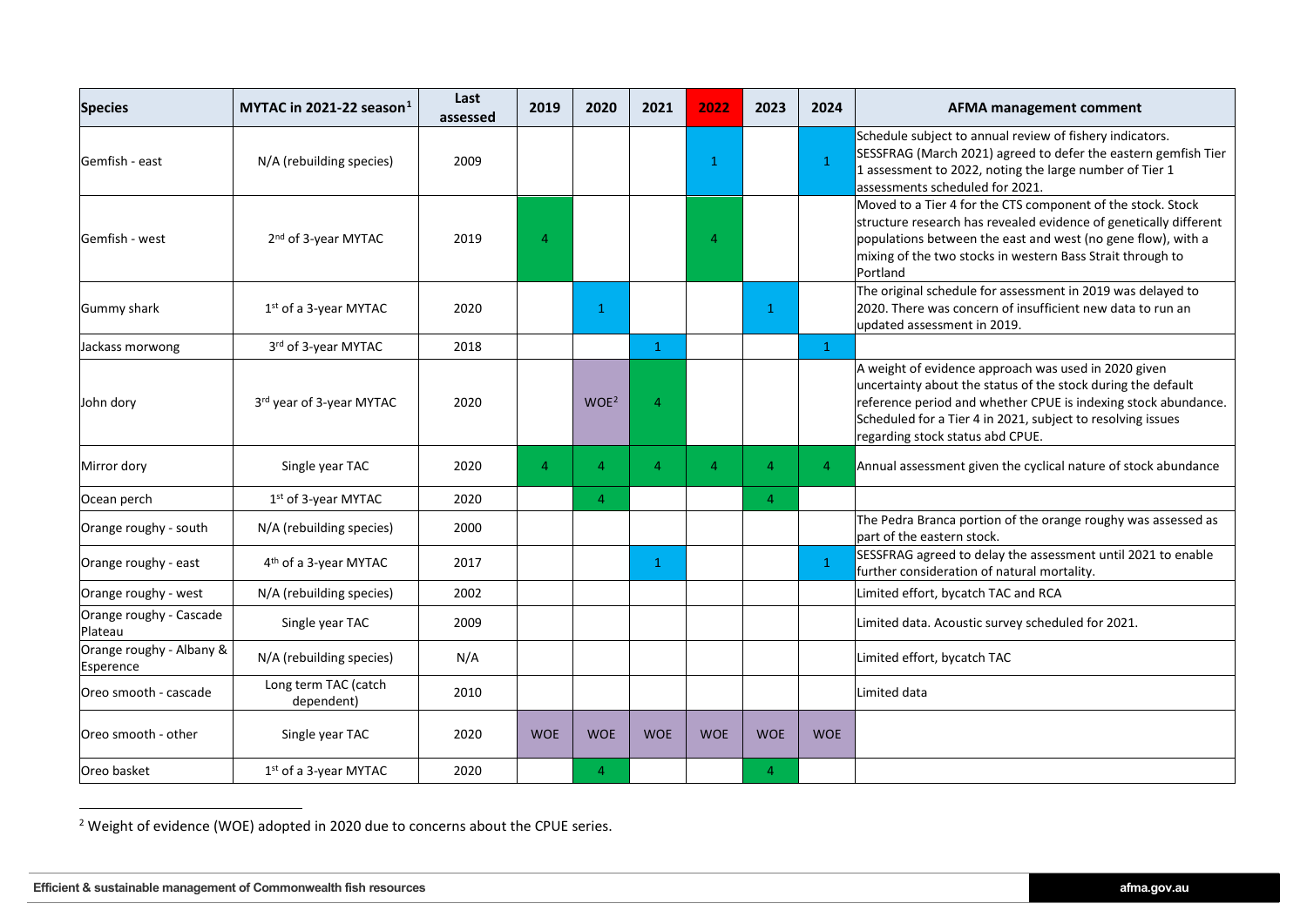| Species | MYTAC in 2021-22 season[1] | Last assessed | 2019 | 2020 | 2021 | 2022 | 2023 | 2024 | AFMA management comment |
|---|---|---|---|---|---|---|---|---|---|
| Gemfish - east | N/A (rebuilding species) | 2009 | | | | 1 | | 1 | Schedule subject to annual review of fishery indicators. SESSFRAG (March 2021) agreed to defer the eastern gemfish Tier 1 assessment to 2022, noting the large number of Tier 1 assessments scheduled for 2021. |
| Gemfish - west | 2nd of 3-year MYTAC | 2019 | 4 | | | 4 | | | Moved to a Tier 4 for the CTS component of the stock. Stock structure research has revealed evidence of genetically different populations between the east and west (no gene flow), with a mixing of the two stocks in western Bass Strait through to Portland |
| Gummy shark | 1st of a 3-year MYTAC | 2020 | | 1 | | | 1 | | The original schedule for assessment in 2019 was delayed to 2020. There was concern of insufficient new data to run an updated assessment in 2019. |
| Jackass morwong | 3rd of 3-year MYTAC | 2018 | | | 1 | | | 1 | |
| John dory | 3rd year of 3-year MYTAC | 2020 | | WOE[2] | 4 | | | | A weight of evidence approach was used in 2020 given uncertainty about the status of the stock during the default reference period and whether CPUE is indexing stock abundance. Scheduled for a Tier 4 in 2021, subject to resolving issues regarding stock status abd CPUE. |
| Mirror dory | Single year TAC | 2020 | 4 | 4 | 4 | 4 | 4 | 4 | Annual assessment given the cyclical nature of stock abundance |
| Ocean perch | 1st of 3-year MYTAC | 2020 | | 4 | | | 4 | | |
| Orange roughy - south | N/A (rebuilding species) | 2000 | | | | | | | The Pedra Branca portion of the orange roughy was assessed as part of the eastern stock. |
| Orange roughy - east | 4th of a 3-year MYTAC | 2017 | | | 1 | | | 1 | SESSFRAG agreed to delay the assessment until 2021 to enable further consideration of natural mortality. |
| Orange roughy - west | N/A (rebuilding species) | 2002 | | | | | | | Limited effort, bycatch TAC and RCA |
| Orange roughy - Cascade Plateau | Single year TAC | 2009 | | | | | | | Limited data. Acoustic survey scheduled for 2021. |
| Orange roughy - Albany & Esperence | N/A (rebuilding species) | N/A | | | | | | | Limited effort, bycatch TAC |
| Oreo smooth - cascade | Long term TAC (catch dependent) | 2010 | | | | | | | Limited data |
| Oreo smooth - other | Single year TAC | 2020 | WOE | WOE | WOE | WOE | WOE | WOE | |
| Oreo basket | 1st of a 3-year MYTAC | 2020 | | 4 | | | 4 | | |

[2] Weight of evidence (WOE) adopted in 2020 due to concerns about the CPUE series.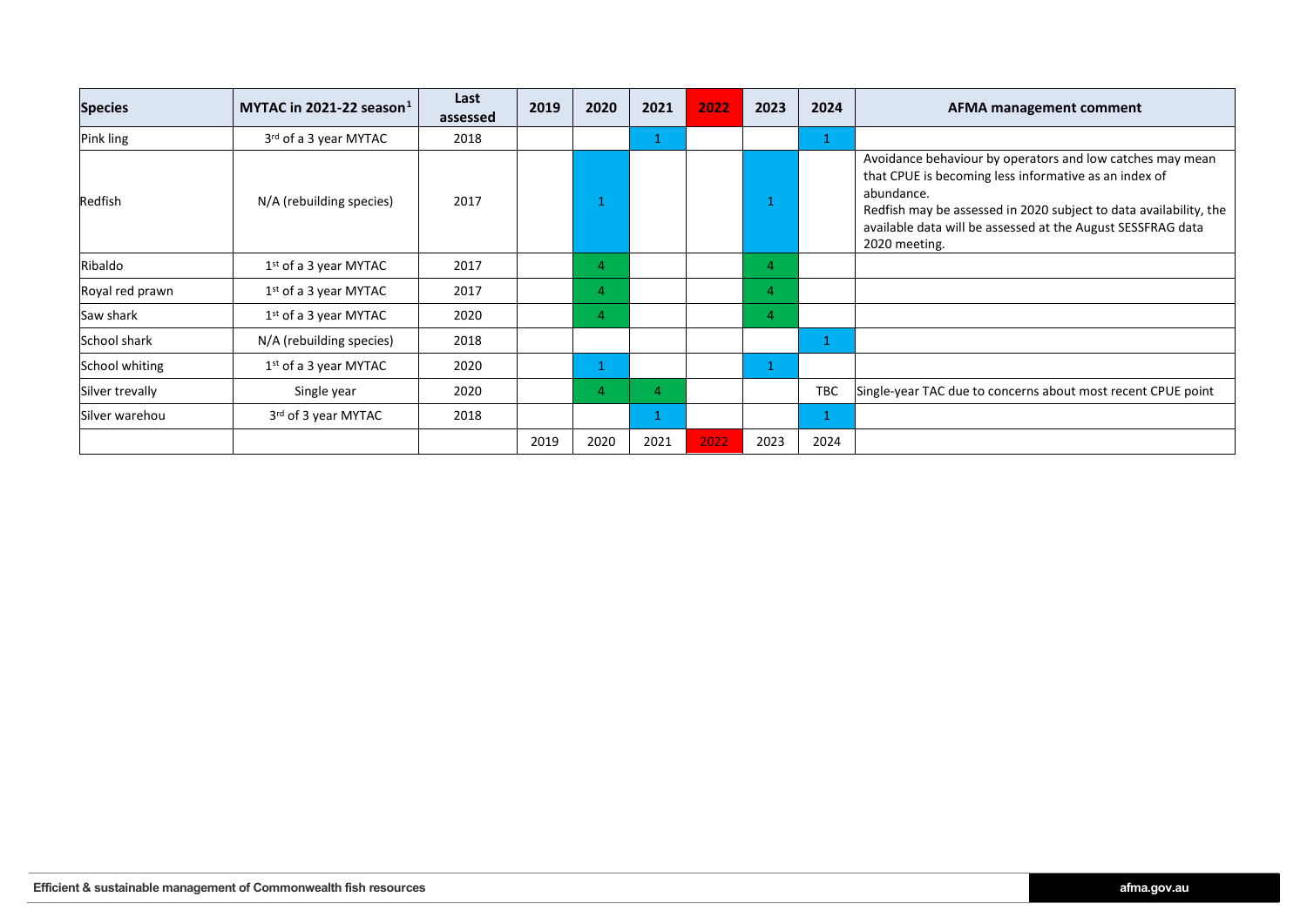| Species | MYTAC in 2021-22 season[1] | Last assessed | 2019 | 2020 | 2021 | 2022 | 2023 | 2024 | AFMA management comment |
|---|---|---|---|---|---|---|---|---|---|
| Pink ling | 3rd of a 3 year MYTAC | 2018 | | | 1 | | | 1 | |
| Redfish | N/A (rebuilding species) | 2017 | | 1 | | | 1 | | Avoidance behaviour by operators and low catches may mean that CPUE is becoming less informative as an index of abundance. Redfish may be assessed in 2020 subject to data availability, the available data will be assessed at the August SESSFRAG data 2020 meeting. |
| Ribaldo | 1st of a 3 year MYTAC | 2017 | | 4 | | | 4 | | |
| Royal red prawn | 1st of a 3 year MYTAC | 2017 | | 4 | | | 4 | | |
| Saw shark | 1st of a 3 year MYTAC | 2020 | | 4 | | | 4 | | |
| School shark | N/A (rebuilding species) | 2018 | | | | | | 1 | |
| School whiting | 1st of a 3 year MYTAC | 2020 | | 1 | | | 1 | | |
| Silver trevally | Single year | 2020 | | 4 | 4 | | | TBC | Single-year TAC due to concerns about most recent CPUE point |
| Silver warehou | 3rd of 3 year MYTAC | 2018 | | | 1 | | | 1 | |
| | | | 2019 | 2020 | 2021 | 2022 | 2023 | 2024 | |